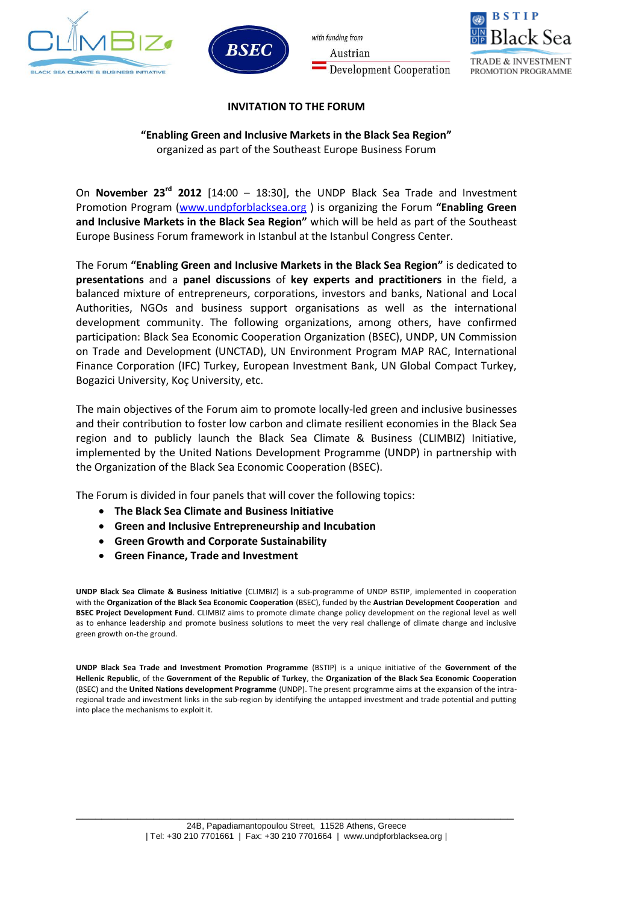**INVITATION TO THE FORUM**

**"Enabling Green and Inclusive Markets in the Black Sea Region"**
organized as part of the Southeast Europe Business Forum

On **November 23rd 2012** [14:00 – 18:30], the UNDP Black Sea Trade and Investment Promotion Program (www.undpforblacksea.org ) is organizing the Forum **"Enabling Green and Inclusive Markets in the Black Sea Region"** which will be held as part of the Southeast Europe Business Forum framework in Istanbul at the Istanbul Congress Center.

The Forum **"Enabling Green and Inclusive Markets in the Black Sea Region"** is dedicated to **presentations** and a **panel discussions** of **key experts and practitioners** in the field, a balanced mixture of entrepreneurs, corporations, investors and banks, National and Local Authorities, NGOs and business support organisations as well as the international development community. The following organizations, among others, have confirmed participation: Black Sea Economic Cooperation Organization (BSEC), UNDP, UN Commission on Trade and Development (UNCTAD), UN Environment Program MAP RAC, International Finance Corporation (IFC) Turkey, European Investment Bank, UN Global Compact Turkey, Bogazici University, Koç University, etc.

The main objectives of the Forum aim to promote locally-led green and inclusive businesses and their contribution to foster low carbon and climate resilient economies in the Black Sea region and to publicly launch the Black Sea Climate & Business (CLIMBIZ) Initiative, implemented by the United Nations Development Programme (UNDP) in partnership with the Organization of the Black Sea Economic Cooperation (BSEC).

The Forum is divided in four panels that will cover the following topics:

- **The Black Sea Climate and Business Initiative**
- **Green and Inclusive Entrepreneurship and Incubation**
- **Green Growth and Corporate Sustainability**
- **Green Finance, Trade and Investment**

**UNDP Black Sea Climate & Business Initiative** (CLIMBIZ) is a sub-programme of UNDP BSTIP, implemented in cooperation with the **Organization of the Black Sea Economic Cooperation** (BSEC), funded by the **Austrian Development Cooperation** and **BSEC Project Development Fund**. CLIMBIZ aims to promote climate change policy development on the regional level as well as to enhance leadership and promote business solutions to meet the very real challenge of climate change and inclusive green growth on-the ground.

**UNDP Black Sea Trade and Investment Promotion Programme** (BSTIP) is a unique initiative of the **Government of the Hellenic Republic**, of the **Government of the Republic of Turkey**, the **Organization of the Black Sea Economic Cooperation** (BSEC) and the **United Nations development Programme** (UNDP). The present programme aims at the expansion of the intra-regional trade and investment links in the sub-region by identifying the untapped investment and trade potential and putting into place the mechanisms to exploit it.

24B, Papadiamantopoulou Street, 11528 Athens, Greece
| Tel: +30 210 7701661 | Fax: +30 210 7701664 | www.undpforblacksea.org |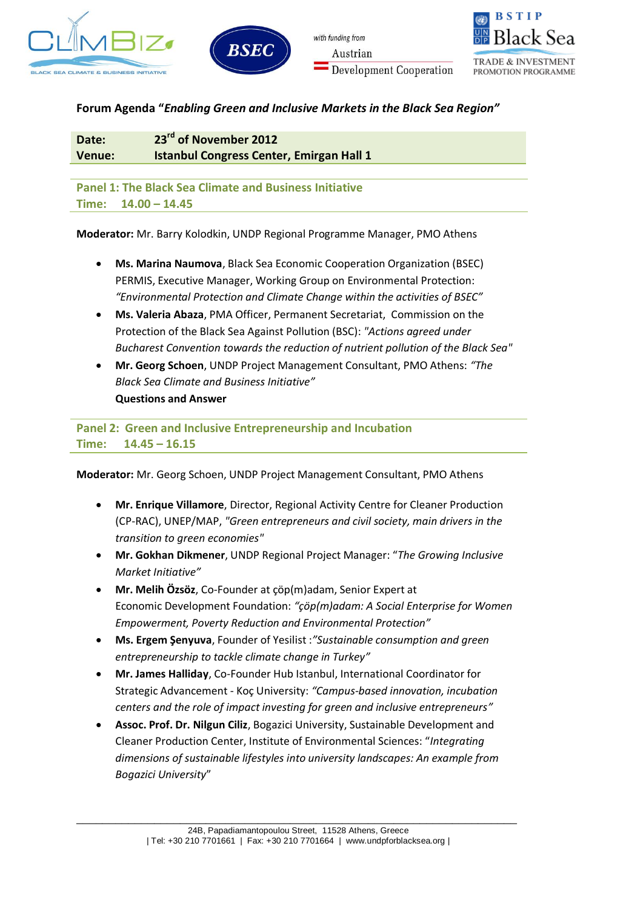**Forum Agenda "*Enabling Green and Inclusive Markets in the Black Sea Region*"**

| | |
|---|---|
| **Date:** | **23rd of November 2012** |
| **Venue:** | **Istanbul Congress Center, Emirgan Hall 1** |

## Panel 1: The Black Sea Climate and Business Initiative

**Time: 14.00 – 14.45**

**Moderator:** Mr. Barry Kolodkin, UNDP Regional Programme Manager, PMO Athens

- **Ms. Marina Naumova**, Black Sea Economic Cooperation Organization (BSEC) PERMIS, Executive Manager, Working Group on Environmental Protection: *"Environmental Protection and Climate Change within the activities of BSEC"*
- **Ms. Valeria Abaza**, PMA Officer, Permanent Secretariat, Commission on the Protection of the Black Sea Against Pollution (BSC): *"Actions agreed under Bucharest Convention towards the reduction of nutrient pollution of the Black Sea"*
- **Mr. Georg Schoen**, UNDP Project Management Consultant, PMO Athens: *"The Black Sea Climate and Business Initiative"*

  **Questions and Answer**

## Panel 2: Green and Inclusive Entrepreneurship and Incubation

**Time: 14.45 – 16.15**

**Moderator:** Mr. Georg Schoen, UNDP Project Management Consultant, PMO Athens

- **Mr. Enrique Villamore**, Director, Regional Activity Centre for Cleaner Production (CP-RAC), UNEP/MAP, *"Green entrepreneurs and civil society, main drivers in the transition to green economies"*
- **Mr. Gokhan Dikmener**, UNDP Regional Project Manager: "*The Growing Inclusive Market Initiative"*
- **Mr. Melih Özsöz**, Co-Founder at çöp(m)adam, Senior Expert at Economic Development Foundation: *"çöp(m)adam: A Social Enterprise for Women Empowerment, Poverty Reduction and Environmental Protection"*
- **Ms. Ergem Şenyuva**, Founder of Yesilist :*"Sustainable consumption and green entrepreneurship to tackle climate change in Turkey"*
- **Mr. James Halliday**, Co-Founder Hub Istanbul, International Coordinator for Strategic Advancement - Koç University: *"Campus-based innovation, incubation centers and the role of impact investing for green and inclusive entrepreneurs"*
- **Assoc. Prof. Dr. Nilgun Ciliz**, Bogazici University, Sustainable Development and Cleaner Production Center, Institute of Environmental Sciences: "*Integrating dimensions of sustainable lifestyles into university landscapes: An example from Bogazici University*"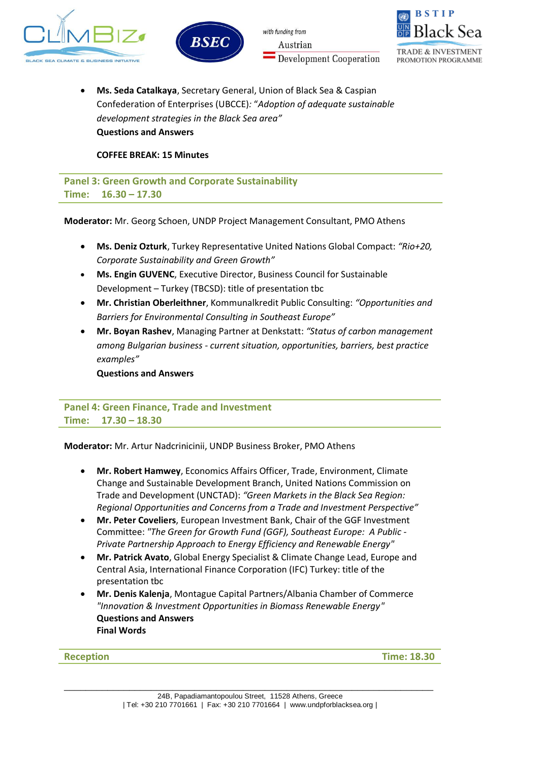- **Ms. Seda Catalkaya**, Secretary General, Union of Black Sea & Caspian Confederation of Enterprises (UBCCE)*: "Adoption of adequate sustainable development strategies in the Black Sea area"*
  **Questions and Answers**

**COFFEE BREAK: 15 Minutes**

## Panel 3: Green Growth and Corporate Sustainability
**Time: 16.30 – 17.30**

**Moderator:** Mr. Georg Schoen, UNDP Project Management Consultant, PMO Athens

- **Ms. Deniz Ozturk**, Turkey Representative United Nations Global Compact: *"Rio+20, Corporate Sustainability and Green Growth"*
- **Ms. Engin GUVENC**, Executive Director, Business Council for Sustainable Development – Turkey (TBCSD): title of presentation tbc
- **Mr. Christian Oberleithner**, Kommunalkredit Public Consulting: *"Opportunities and Barriers for Environmental Consulting in Southeast Europe"*
- **Mr. Boyan Rashev**, Managing Partner at Denkstatt: *"Status of carbon management among Bulgarian business - current situation, opportunities, barriers, best practice examples"*
  **Questions and Answers**

## Panel 4: Green Finance, Trade and Investment
**Time: 17.30 – 18.30**

**Moderator:** Mr. Artur Nadcrinicinii, UNDP Business Broker, PMO Athens

- **Mr. Robert Hamwey**, Economics Affairs Officer, Trade, Environment, Climate Change and Sustainable Development Branch, United Nations Commission on Trade and Development (UNCTAD): *"Green Markets in the Black Sea Region: Regional Opportunities and Concerns from a Trade and Investment Perspective"*
- **Mr. Peter Coveliers**, European Investment Bank, Chair of the GGF Investment Committee: *"The Green for Growth Fund (GGF), Southeast Europe: A Public - Private Partnership Approach to Energy Efficiency and Renewable Energy"*
- **Mr. Patrick Avato**, Global Energy Specialist & Climate Change Lead, Europe and Central Asia, International Finance Corporation (IFC) Turkey: title of the presentation tbc
- **Mr. Denis Kalenja**, Montague Capital Partners/Albania Chamber of Commerce *"Innovation & Investment Opportunities in Biomass Renewable Energy"*
  **Questions and Answers**
  **Final Words**

## Reception — Time: 18.30